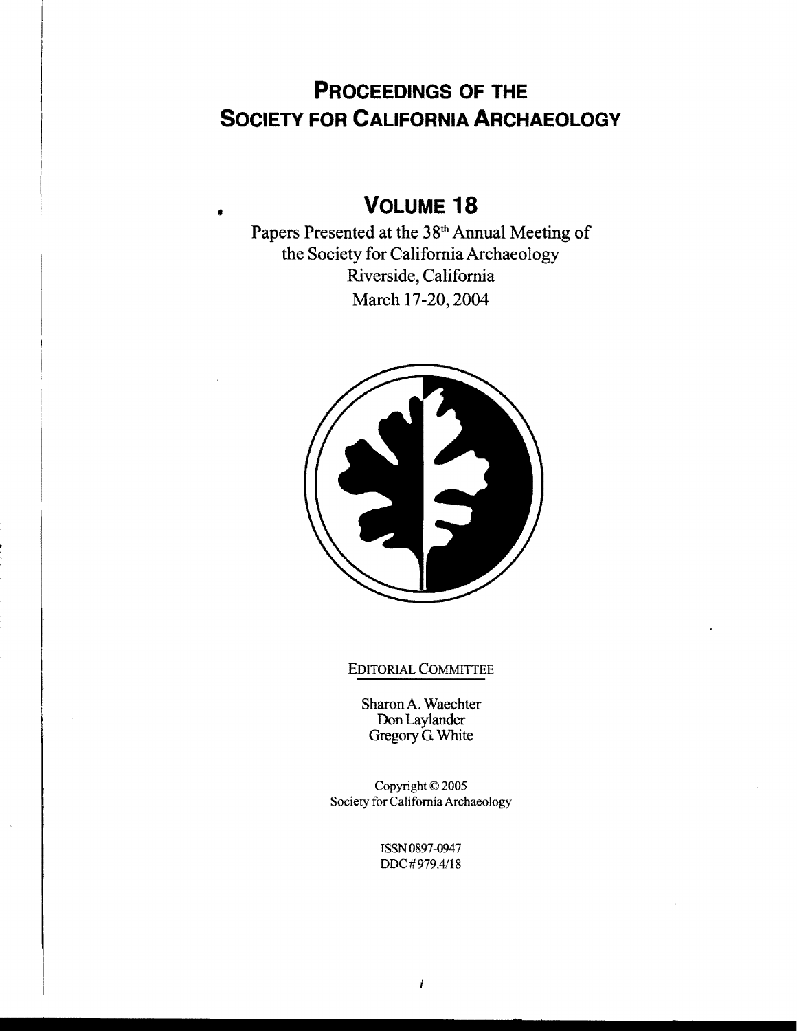# Proceedings of the Society for California Archaeology

## Volume 18

Papers Presented at the 38th Annual Meeting of the Society for California Archaeology
Riverside, California
March 17-20, 2004

EDITORIAL COMMITTEE

Sharon A. Waechter
Don Laylander
Gregory G. White

Copyright © 2005
Society for California Archaeology

ISSN 0897-0947
DDC # 979.4/18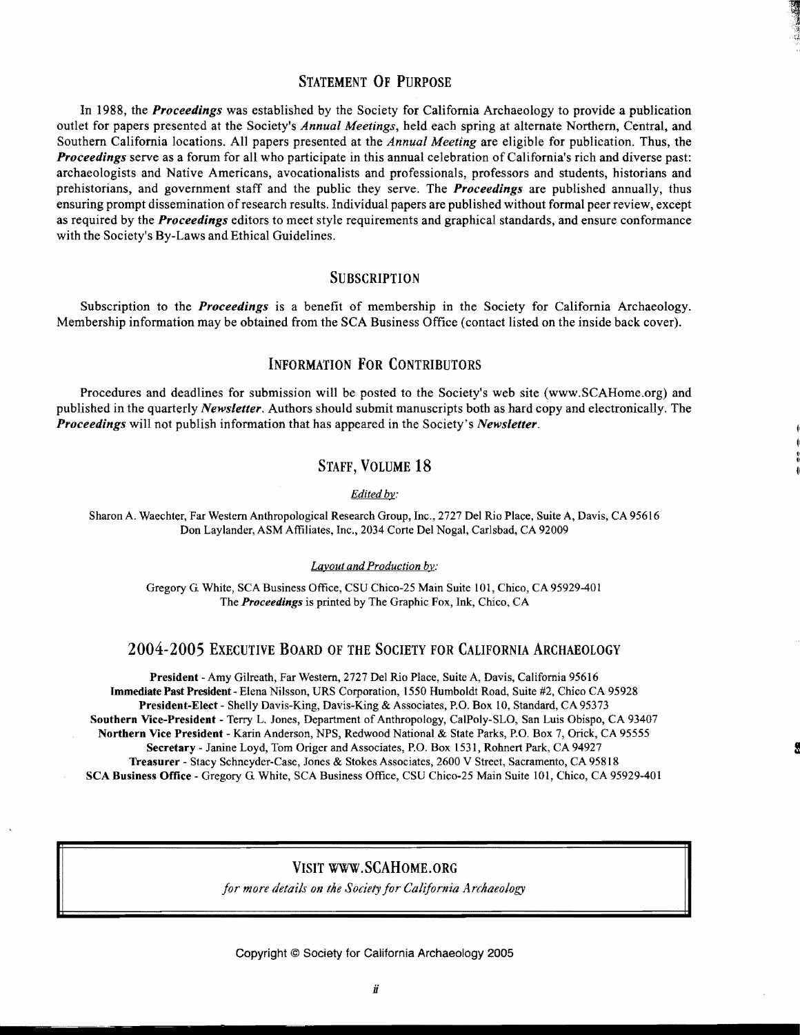## Statement Of Purpose

In 1988, the ***Proceedings*** was established by the Society for California Archaeology to provide a publication outlet for papers presented at the Society's *Annual Meetings*, held each spring at alternate Northern, Central, and Southern California locations. All papers presented at the *Annual Meeting* are eligible for publication. Thus, the ***Proceedings*** serve as a forum for all who participate in this annual celebration of California's rich and diverse past: archaeologists and Native Americans, avocationalists and professionals, professors and students, historians and prehistorians, and government staff and the public they serve. The ***Proceedings*** are published annually, thus ensuring prompt dissemination of research results. Individual papers are published without formal peer review, except as required by the ***Proceedings*** editors to meet style requirements and graphical standards, and ensure conformance with the Society's By-Laws and Ethical Guidelines.

## Subscription

Subscription to the ***Proceedings*** is a benefit of membership in the Society for California Archaeology. Membership information may be obtained from the SCA Business Office (contact listed on the inside back cover).

## Information For Contributors

Procedures and deadlines for submission will be posted to the Society's web site (www.SCAHome.org) and published in the quarterly ***Newsletter***. Authors should submit manuscripts both as hard copy and electronically. The ***Proceedings*** will not publish information that has appeared in the Society's ***Newsletter***.

## Staff, Volume 18

*Edited by:*

Sharon A. Waechter, Far Western Anthropological Research Group, Inc., 2727 Del Rio Place, Suite A, Davis, CA 95616
Don Laylander, ASM Affiliates, Inc., 2034 Corte Del Nogal, Carlsbad, CA 92009

*Layout and Production by:*

Gregory G. White, SCA Business Office, CSU Chico-25 Main Suite 101, Chico, CA 95929-401
The ***Proceedings*** is printed by The Graphic Fox, Ink, Chico, CA

## 2004-2005 Executive Board of the Society for California Archaeology

**President** - Amy Gilreath, Far Western, 2727 Del Rio Place, Suite A, Davis, California 95616
**Immediate Past President** - Elena Nilsson, URS Corporation, 1550 Humboldt Road, Suite #2, Chico CA 95928
**President-Elect** - Shelly Davis-King, Davis-King & Associates, P.O. Box 10, Standard, CA 95373
**Southern Vice-President** - Terry L. Jones, Department of Anthropology, CalPoly-SLO, San Luis Obispo, CA 93407
**Northern Vice President** - Karin Anderson, NPS, Redwood National & State Parks, P.O. Box 7, Orick, CA 95555
**Secretary** - Janine Loyd, Tom Origer and Associates, P.O. Box 1531, Rohnert Park, CA 94927
**Treasurer** - Stacy Schneyder-Case, Jones & Stokes Associates, 2600 V Street, Sacramento, CA 95818
**SCA Business Office** - Gregory G. White, SCA Business Office, CSU Chico-25 Main Suite 101, Chico, CA 95929-401

---

VISIT WWW.SCAHOME.ORG

*for more details on the Society for California Archaeology*

---

Copyright © Society for California Archaeology 2005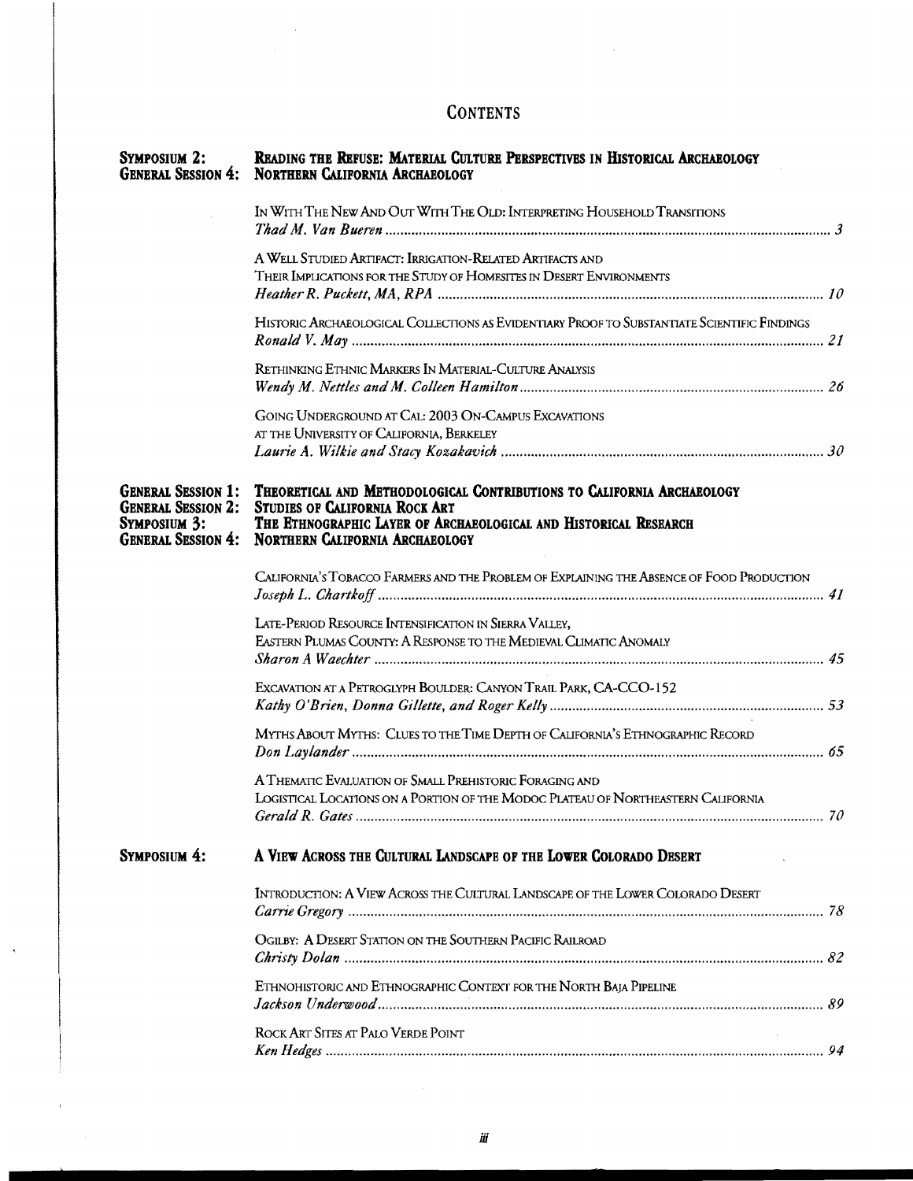# Contents

## Symposium 2: Reading the Refuse: Material Culture Perspectives in Historical Archaeology
## General Session 4: Northern California Archaeology

In With The New And Out With The Old: Interpreting Household Transitions
*Thad M. Van Bueren* ..... 3

A Well Studied Artifact: Irrigation-Related Artifacts and Their Implications for the Study of Homesites in Desert Environments
*Heather R. Puckett, MA, RPA* ..... 10

Historic Archaeological Collections as Evidentiary Proof to Substantiate Scientific Findings
*Ronald V. May* ..... 21

Rethinking Ethnic Markers In Material-Culture Analysis
*Wendy M. Nettles and M. Colleen Hamilton* ..... 26

Going Underground at Cal: 2003 On-Campus Excavations at the University of California, Berkeley
*Laurie A. Wilkie and Stacy Kozakavich* ..... 30

## General Session 1: Theoretical and Methodological Contributions to California Archaeology
## General Session 2: Studies of California Rock Art
## Symposium 3: The Ethnographic Layer of Archaeological and Historical Research
## General Session 4: Northern California Archaeology

California's Tobacco Farmers and the Problem of Explaining the Absence of Food Production
*Joseph L. Chartkoff* ..... 41

Late-Period Resource Intensification in Sierra Valley, Eastern Plumas County: A Response to the Medieval Climatic Anomaly
*Sharon A Waechter* ..... 45

Excavation at a Petroglyph Boulder: Canyon Trail Park, CA-CCO-152
*Kathy O'Brien, Donna Gillette, and Roger Kelly* ..... 53

Myths About Myths: Clues to the Time Depth of California's Ethnographic Record
*Don Laylander* ..... 65

A Thematic Evaluation of Small Prehistoric Foraging and Logistical Locations on a Portion of the Modoc Plateau of Northeastern California
*Gerald R. Gates* ..... 70

## Symposium 4: A View Across the Cultural Landscape of the Lower Colorado Desert

Introduction: A View Across the Cultural Landscape of the Lower Colorado Desert
*Carrie Gregory* ..... 78

Ogilby: A Desert Station on the Southern Pacific Railroad
*Christy Dolan* ..... 82

Ethnohistoric and Ethnographic Context for the North Baja Pipeline
*Jackson Underwood* ..... 89

Rock Art Sites at Palo Verde Point
*Ken Hedges* ..... 94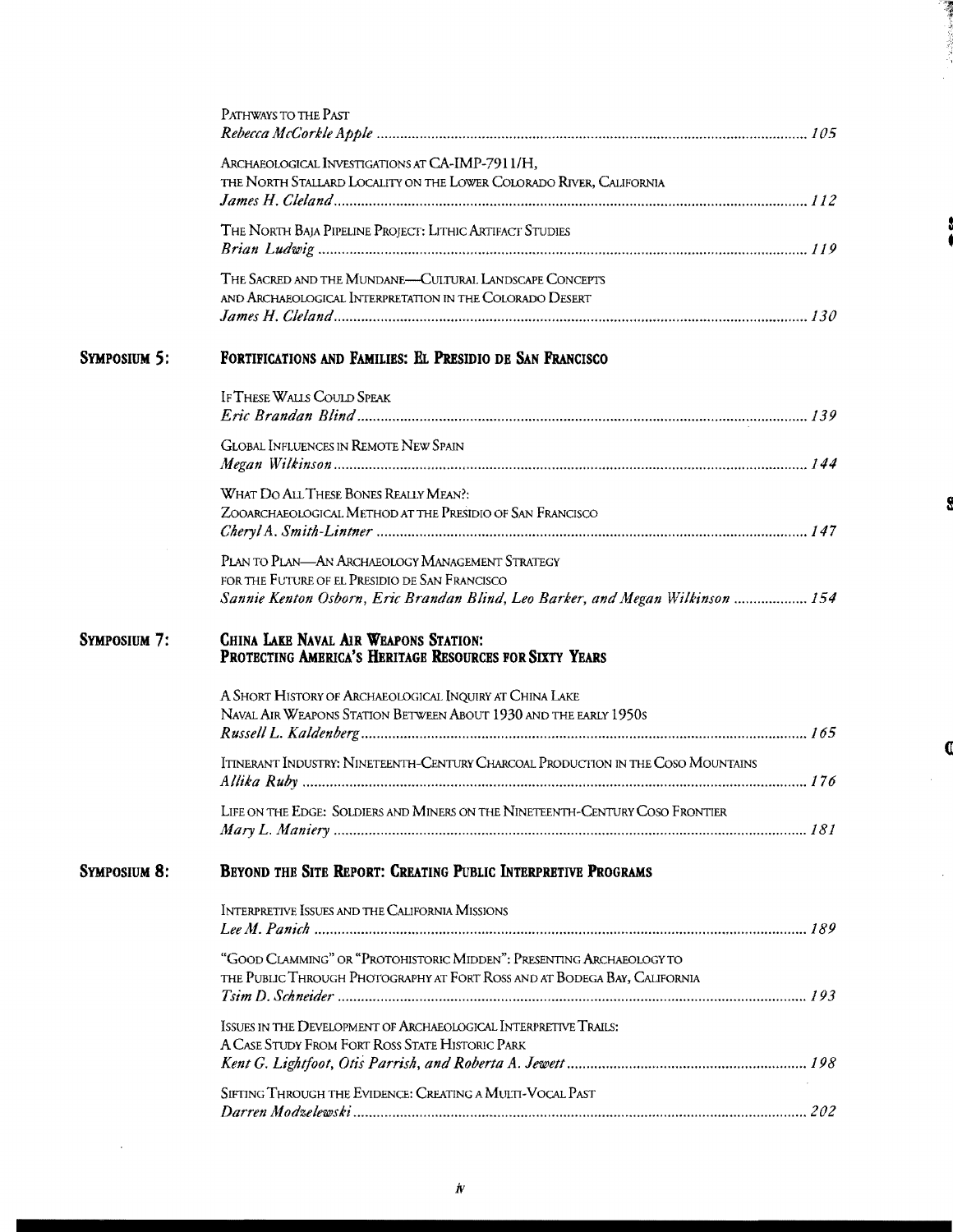Pathways to the Past
*Rebecca McCorkle Apple* ............ 105

Archaeological Investigations at CA-IMP-7911/H, the North Stallard Locality on the Lower Colorado River, California
*James H. Cleland* ............ 112

The North Baja Pipeline Project: Lithic Artifact Studies
*Brian Ludwig* ............ 119

The Sacred and the Mundane—Cultural Landscape Concepts and Archaeological Interpretation in the Colorado Desert
*James H. Cleland* ............ 130

## Symposium 5: Fortifications and Families: El Presidio de San Francisco

If These Walls Could Speak
*Eric Brandan Blind* ............ 139

Global Influences in Remote New Spain
*Megan Wilkinson* ............ 144

What Do All These Bones Really Mean?: Zooarchaeological Method at the Presidio of San Francisco
*Cheryl A. Smith-Lintner* ............ 147

Plan to Plan—An Archaeology Management Strategy for the Future of el Presidio de San Francisco
*Sannie Kenton Osborn, Eric Brandan Blind, Leo Barker, and Megan Wilkinson* ............ 154

## Symposium 7: China Lake Naval Air Weapons Station: Protecting America's Heritage Resources for Sixty Years

A Short History of Archaeological Inquiry at China Lake Naval Air Weapons Station Between About 1930 and the Early 1950s
*Russell L. Kaldenberg* ............ 165

Itinerant Industry: Nineteenth-Century Charcoal Production in the Coso Mountains
*Allika Ruby* ............ 176

Life on the Edge: Soldiers and Miners on the Nineteenth-Century Coso Frontier
*Mary L. Maniery* ............ 181

## Symposium 8: Beyond the Site Report: Creating Public Interpretive Programs

Interpretive Issues and the California Missions
*Lee M. Panich* ............ 189

"Good Clamming" or "Protohistoric Midden": Presenting Archaeology to the Public Through Photography at Fort Ross and at Bodega Bay, California
*Tsim D. Schneider* ............ 193

Issues in the Development of Archaeological Interpretive Trails: A Case Study From Fort Ross State Historic Park
*Kent G. Lightfoot, Otis Parrish, and Roberta A. Jewett* ............ 198

Sifting Through the Evidence: Creating a Multi-Vocal Past
*Darren Modzelewski* ............ 202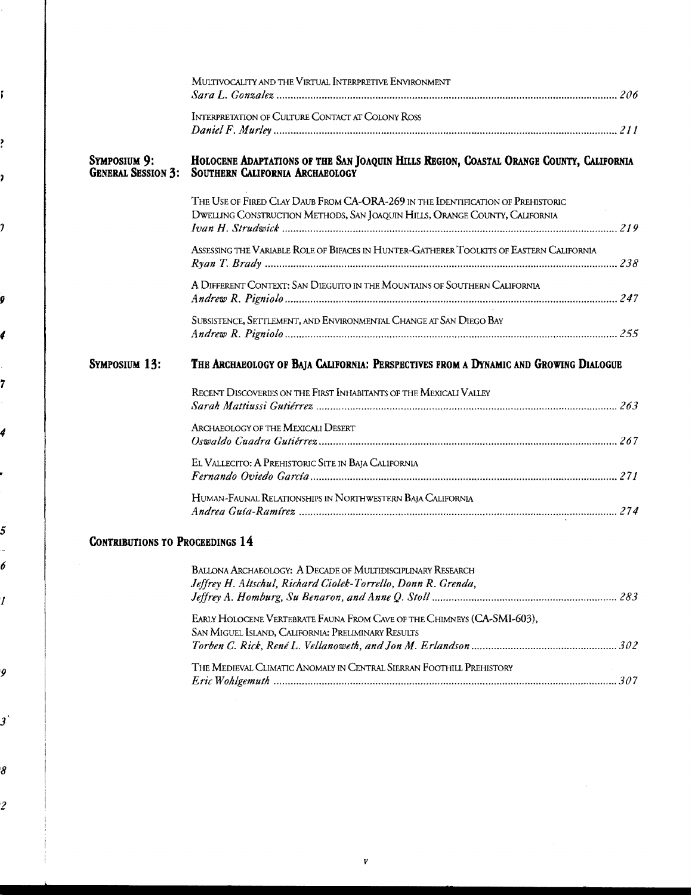Multivocality and the Virtual Interpretive Environment
*Sara L. Gonzalez* ........ 206

Interpretation of Culture Contact at Colony Ross
*Daniel F. Murley* ........ 211

**Symposium 9:** **Holocene Adaptations of the San Joaquin Hills Region, Coastal Orange County, California**
**General Session 3:** **Southern California Archaeology**

The Use of Fired Clay Daub From CA-ORA-269 in the Identification of Prehistoric Dwelling Construction Methods, San Joaquin Hills, Orange County, California
*Ivan H. Strudwick* ........ 219

Assessing the Variable Role of Bifaces in Hunter-Gatherer Toolkits of Eastern California
*Ryan T. Brady* ........ 238

A Different Context: San Dieguito in the Mountains of Southern California
*Andrew R. Pigniolo* ........ 247

Subsistence, Settlement, and Environmental Change at San Diego Bay
*Andrew R. Pigniolo* ........ 255

**Symposium 13:** **The Archaeology of Baja California: Perspectives from a Dynamic and Growing Dialogue**

Recent Discoveries on the First Inhabitants of the Mexicali Valley
*Sarah Mattiussi Gutiérrez* ........ 263

Archaeology of the Mexicali Desert
*Oswaldo Cuadra Gutiérrez* ........ 267

El Vallecito: A Prehistoric Site in Baja California
*Fernando Oviedo García* ........ 271

Human-Faunal Relationships in Northwestern Baja California
*Andrea Guía-Ramírez* ........ 274

**Contributions to Proceedings 14**

Ballona Archaeology: A Decade of Multidisciplinary Research
*Jeffrey H. Altschul, Richard Ciolek-Torrello, Donn R. Grenda, Jeffrey A. Homburg, Su Benaron, and Anne Q. Stoll* ........ 283

Early Holocene Vertebrate Fauna From Cave of the Chimneys (CA-SMI-603), San Miguel Island, California: Preliminary Results
*Torben C. Rick, René L. Vellanoweth, and Jon M. Erlandson* ........ 302

The Medieval Climatic Anomaly in Central Sierran Foothill Prehistory
*Eric Wohlgemuth* ........ 307